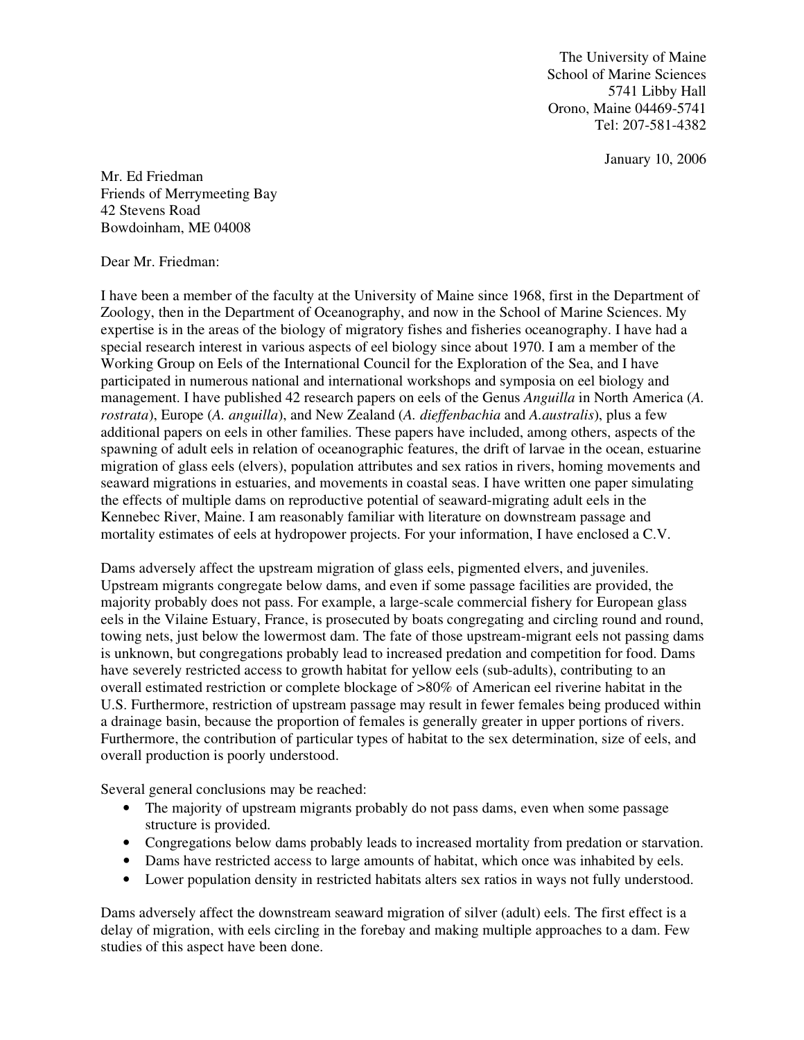The University of Maine
School of Marine Sciences
5741 Libby Hall
Orono, Maine 04469-5741
Tel: 207-581-4382

January 10, 2006

Mr. Ed Friedman
Friends of Merrymeeting Bay
42 Stevens Road
Bowdoinham, ME 04008

Dear Mr. Friedman:

I have been a member of the faculty at the University of Maine since 1968, first in the Department of Zoology, then in the Department of Oceanography, and now in the School of Marine Sciences. My expertise is in the areas of the biology of migratory fishes and fisheries oceanography. I have had a special research interest in various aspects of eel biology since about 1970. I am a member of the Working Group on Eels of the International Council for the Exploration of the Sea, and I have participated in numerous national and international workshops and symposia on eel biology and management. I have published 42 research papers on eels of the Genus *Anguilla* in North America (*A. rostrata*), Europe (*A. anguilla*), and New Zealand (*A. dieffenbachia* and *A.australis*), plus a few additional papers on eels in other families. These papers have included, among others, aspects of the spawning of adult eels in relation of oceanographic features, the drift of larvae in the ocean, estuarine migration of glass eels (elvers), population attributes and sex ratios in rivers, homing movements and seaward migrations in estuaries, and movements in coastal seas. I have written one paper simulating the effects of multiple dams on reproductive potential of seaward-migrating adult eels in the Kennebec River, Maine. I am reasonably familiar with literature on downstream passage and mortality estimates of eels at hydropower projects. For your information, I have enclosed a C.V.

Dams adversely affect the upstream migration of glass eels, pigmented elvers, and juveniles. Upstream migrants congregate below dams, and even if some passage facilities are provided, the majority probably does not pass. For example, a large-scale commercial fishery for European glass eels in the Vilaine Estuary, France, is prosecuted by boats congregating and circling round and round, towing nets, just below the lowermost dam. The fate of those upstream-migrant eels not passing dams is unknown, but congregations probably lead to increased predation and competition for food. Dams have severely restricted access to growth habitat for yellow eels (sub-adults), contributing to an overall estimated restriction or complete blockage of >80% of American eel riverine habitat in the U.S. Furthermore, restriction of upstream passage may result in fewer females being produced within a drainage basin, because the proportion of females is generally greater in upper portions of rivers. Furthermore, the contribution of particular types of habitat to the sex determination, size of eels, and overall production is poorly understood.

Several general conclusions may be reached:

- The majority of upstream migrants probably do not pass dams, even when some passage structure is provided.
- Congregations below dams probably leads to increased mortality from predation or starvation.
- Dams have restricted access to large amounts of habitat, which once was inhabited by eels.
- Lower population density in restricted habitats alters sex ratios in ways not fully understood.

Dams adversely affect the downstream seaward migration of silver (adult) eels. The first effect is a delay of migration, with eels circling in the forebay and making multiple approaches to a dam. Few studies of this aspect have been done.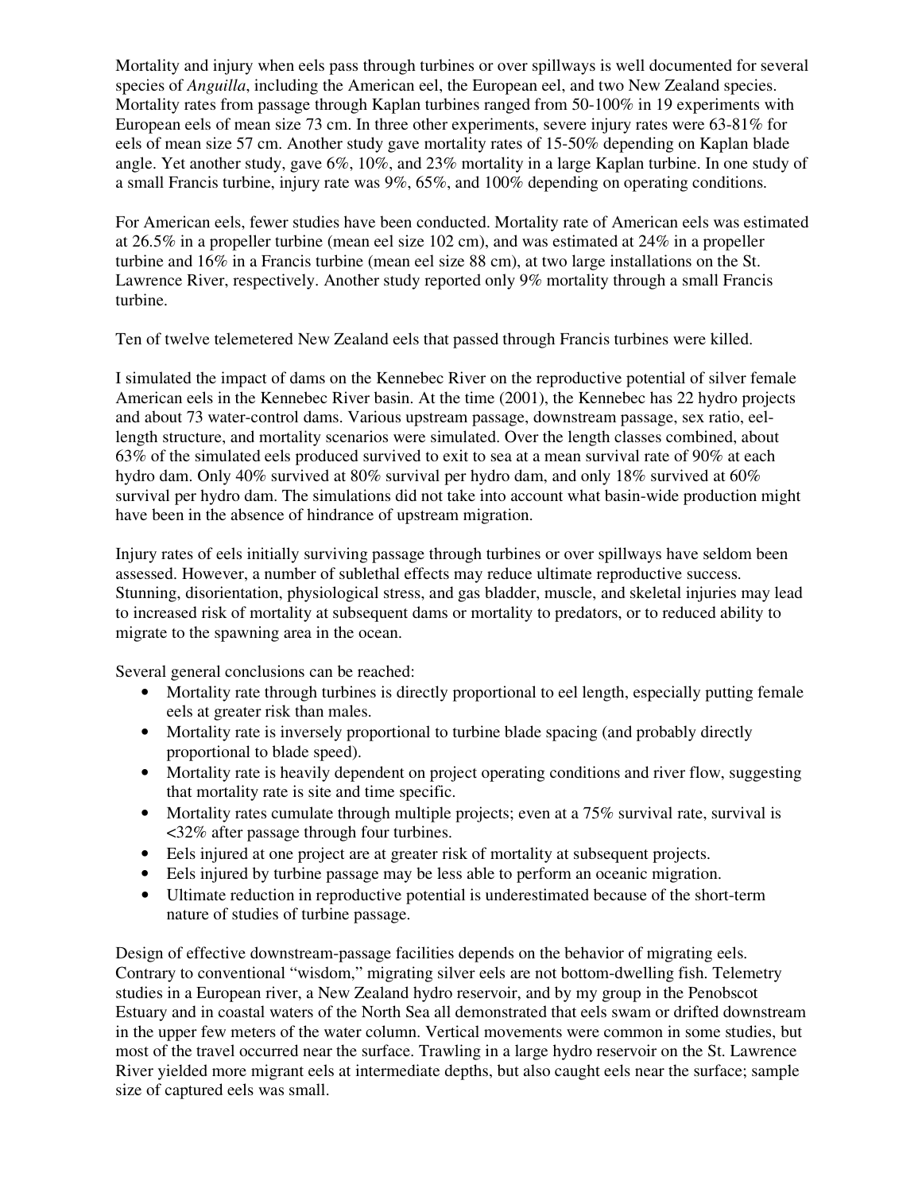Mortality and injury when eels pass through turbines or over spillways is well documented for several species of *Anguilla*, including the American eel, the European eel, and two New Zealand species. Mortality rates from passage through Kaplan turbines ranged from 50-100% in 19 experiments with European eels of mean size 73 cm. In three other experiments, severe injury rates were 63-81% for eels of mean size 57 cm. Another study gave mortality rates of 15-50% depending on Kaplan blade angle. Yet another study, gave 6%, 10%, and 23% mortality in a large Kaplan turbine. In one study of a small Francis turbine, injury rate was 9%, 65%, and 100% depending on operating conditions.

For American eels, fewer studies have been conducted. Mortality rate of American eels was estimated at 26.5% in a propeller turbine (mean eel size 102 cm), and was estimated at 24% in a propeller turbine and 16% in a Francis turbine (mean eel size 88 cm), at two large installations on the St. Lawrence River, respectively. Another study reported only 9% mortality through a small Francis turbine.

Ten of twelve telemetered New Zealand eels that passed through Francis turbines were killed.

I simulated the impact of dams on the Kennebec River on the reproductive potential of silver female American eels in the Kennebec River basin. At the time (2001), the Kennebec has 22 hydro projects and about 73 water-control dams. Various upstream passage, downstream passage, sex ratio, eel-length structure, and mortality scenarios were simulated. Over the length classes combined, about 63% of the simulated eels produced survived to exit to sea at a mean survival rate of 90% at each hydro dam. Only 40% survived at 80% survival per hydro dam, and only 18% survived at 60% survival per hydro dam. The simulations did not take into account what basin-wide production might have been in the absence of hindrance of upstream migration.

Injury rates of eels initially surviving passage through turbines or over spillways have seldom been assessed. However, a number of sublethal effects may reduce ultimate reproductive success. Stunning, disorientation, physiological stress, and gas bladder, muscle, and skeletal injuries may lead to increased risk of mortality at subsequent dams or mortality to predators, or to reduced ability to migrate to the spawning area in the ocean.

Several general conclusions can be reached:

- Mortality rate through turbines is directly proportional to eel length, especially putting female eels at greater risk than males.
- Mortality rate is inversely proportional to turbine blade spacing (and probably directly proportional to blade speed).
- Mortality rate is heavily dependent on project operating conditions and river flow, suggesting that mortality rate is site and time specific.
- Mortality rates cumulate through multiple projects; even at a 75% survival rate, survival is <32% after passage through four turbines.
- Eels injured at one project are at greater risk of mortality at subsequent projects.
- Eels injured by turbine passage may be less able to perform an oceanic migration.
- Ultimate reduction in reproductive potential is underestimated because of the short-term nature of studies of turbine passage.

Design of effective downstream-passage facilities depends on the behavior of migrating eels. Contrary to conventional "wisdom," migrating silver eels are not bottom-dwelling fish. Telemetry studies in a European river, a New Zealand hydro reservoir, and by my group in the Penobscot Estuary and in coastal waters of the North Sea all demonstrated that eels swam or drifted downstream in the upper few meters of the water column. Vertical movements were common in some studies, but most of the travel occurred near the surface. Trawling in a large hydro reservoir on the St. Lawrence River yielded more migrant eels at intermediate depths, but also caught eels near the surface; sample size of captured eels was small.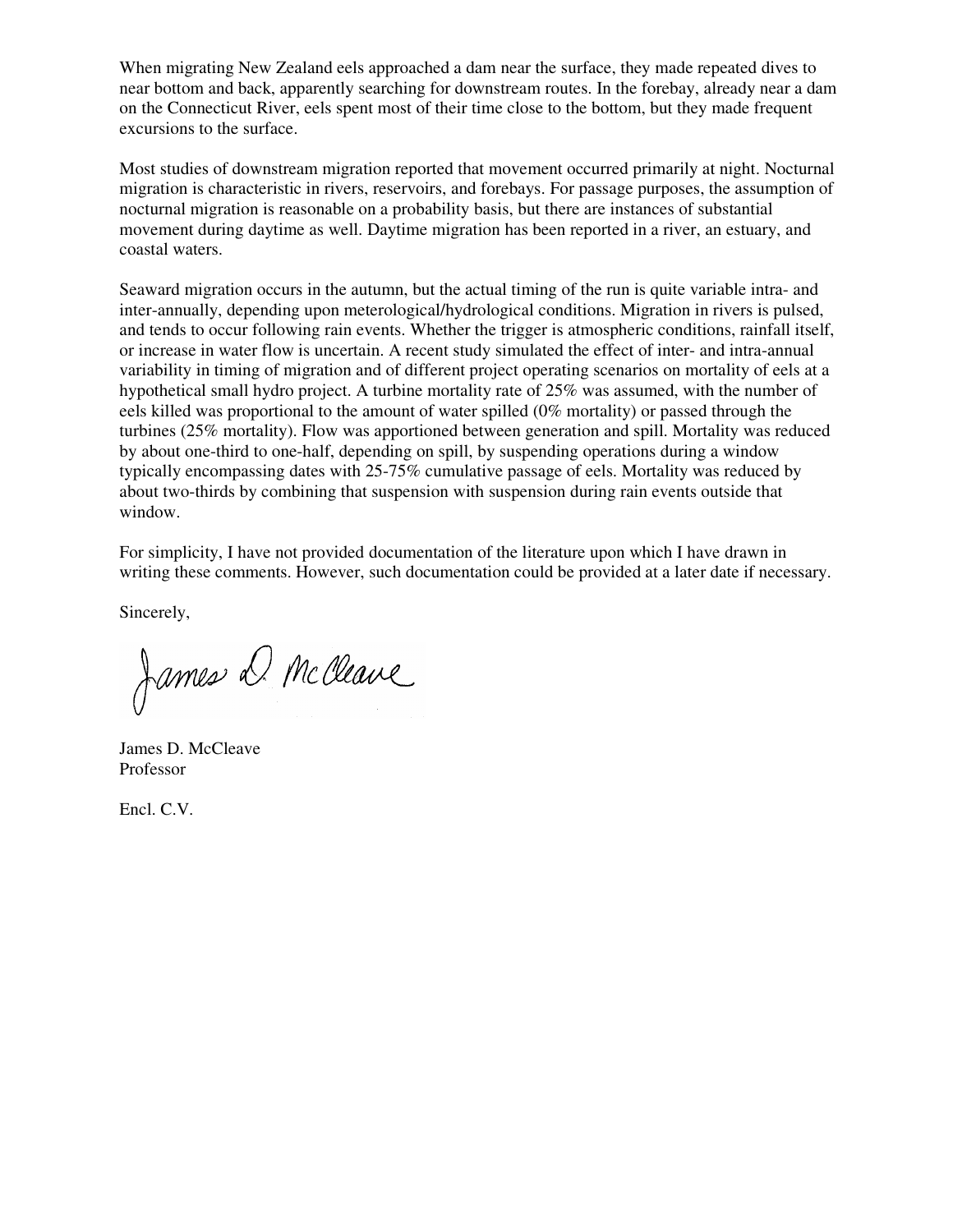When migrating New Zealand eels approached a dam near the surface, they made repeated dives to near bottom and back, apparently searching for downstream routes. In the forebay, already near a dam on the Connecticut River, eels spent most of their time close to the bottom, but they made frequent excursions to the surface.

Most studies of downstream migration reported that movement occurred primarily at night. Nocturnal migration is characteristic in rivers, reservoirs, and forebays. For passage purposes, the assumption of nocturnal migration is reasonable on a probability basis, but there are instances of substantial movement during daytime as well. Daytime migration has been reported in a river, an estuary, and coastal waters.

Seaward migration occurs in the autumn, but the actual timing of the run is quite variable intra- and inter-annually, depending upon meterological/hydrological conditions. Migration in rivers is pulsed, and tends to occur following rain events. Whether the trigger is atmospheric conditions, rainfall itself, or increase in water flow is uncertain. A recent study simulated the effect of inter- and intra-annual variability in timing of migration and of different project operating scenarios on mortality of eels at a hypothetical small hydro project. A turbine mortality rate of 25% was assumed, with the number of eels killed was proportional to the amount of water spilled (0% mortality) or passed through the turbines (25% mortality). Flow was apportioned between generation and spill. Mortality was reduced by about one-third to one-half, depending on spill, by suspending operations during a window typically encompassing dates with 25-75% cumulative passage of eels. Mortality was reduced by about two-thirds by combining that suspension with suspension during rain events outside that window.

For simplicity, I have not provided documentation of the literature upon which I have drawn in writing these comments. However, such documentation could be provided at a later date if necessary.

Sincerely,

James D. McCleave

James D. McCleave
Professor

Encl. C.V.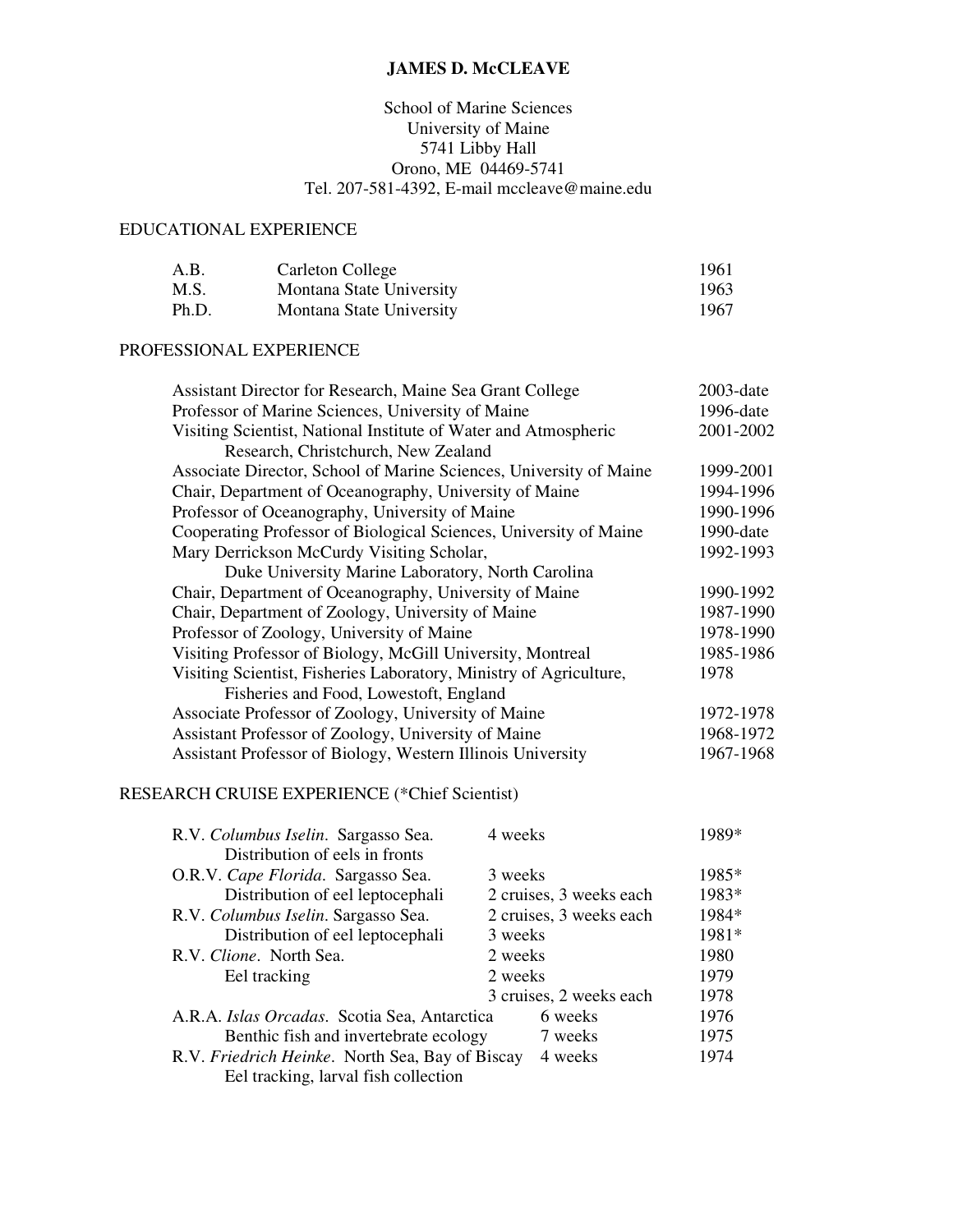# JAMES D. McCLEAVE

School of Marine Sciences
University of Maine
5741 Libby Hall
Orono, ME 04469-5741
Tel. 207-581-4392, E-mail mccleave@maine.edu

## EDUCATIONAL EXPERIENCE

| | | |
|---|---|---|
| A.B. | Carleton College | 1961 |
| M.S. | Montana State University | 1963 |
| Ph.D. | Montana State University | 1967 |

## PROFESSIONAL EXPERIENCE

| | |
|---|---|
| Assistant Director for Research, Maine Sea Grant College | 2003-date |
| Professor of Marine Sciences, University of Maine | 1996-date |
| Visiting Scientist, National Institute of Water and Atmospheric Research, Christchurch, New Zealand | 2001-2002 |
| Associate Director, School of Marine Sciences, University of Maine | 1999-2001 |
| Chair, Department of Oceanography, University of Maine | 1994-1996 |
| Professor of Oceanography, University of Maine | 1990-1996 |
| Cooperating Professor of Biological Sciences, University of Maine | 1990-date |
| Mary Derrickson McCurdy Visiting Scholar, Duke University Marine Laboratory, North Carolina | 1992-1993 |
| Chair, Department of Oceanography, University of Maine | 1990-1992 |
| Chair, Department of Zoology, University of Maine | 1987-1990 |
| Professor of Zoology, University of Maine | 1978-1990 |
| Visiting Professor of Biology, McGill University, Montreal | 1985-1986 |
| Visiting Scientist, Fisheries Laboratory, Ministry of Agriculture, Fisheries and Food, Lowestoft, England | 1978 |
| Associate Professor of Zoology, University of Maine | 1972-1978 |
| Assistant Professor of Zoology, University of Maine | 1968-1972 |
| Assistant Professor of Biology, Western Illinois University | 1967-1968 |

## RESEARCH CRUISE EXPERIENCE (*Chief Scientist)

| | | |
|---|---|---|
| R.V. *Columbus Iselin*. Sargasso Sea. Distribution of eels in fronts | 4 weeks | 1989* |
| O.R.V. *Cape Florida*. Sargasso Sea. | 3 weeks | 1985* |
| Distribution of eel leptocephali | 2 cruises, 3 weeks each | 1983* |
| R.V. *Columbus Iselin*. Sargasso Sea. | 2 cruises, 3 weeks each | 1984* |
| Distribution of eel leptocephali | 3 weeks | 1981* |
| R.V. *Clione*. North Sea. | 2 weeks | 1980 |
| Eel tracking | 2 weeks | 1979 |
| | 3 cruises, 2 weeks each | 1978 |
| A.R.A. *Islas Orcadas*. Scotia Sea, Antarctica | 6 weeks | 1976 |
| Benthic fish and invertebrate ecology | 7 weeks | 1975 |
| R.V. *Friedrich Heinke*. North Sea, Bay of Biscay. Eel tracking, larval fish collection | 4 weeks | 1974 |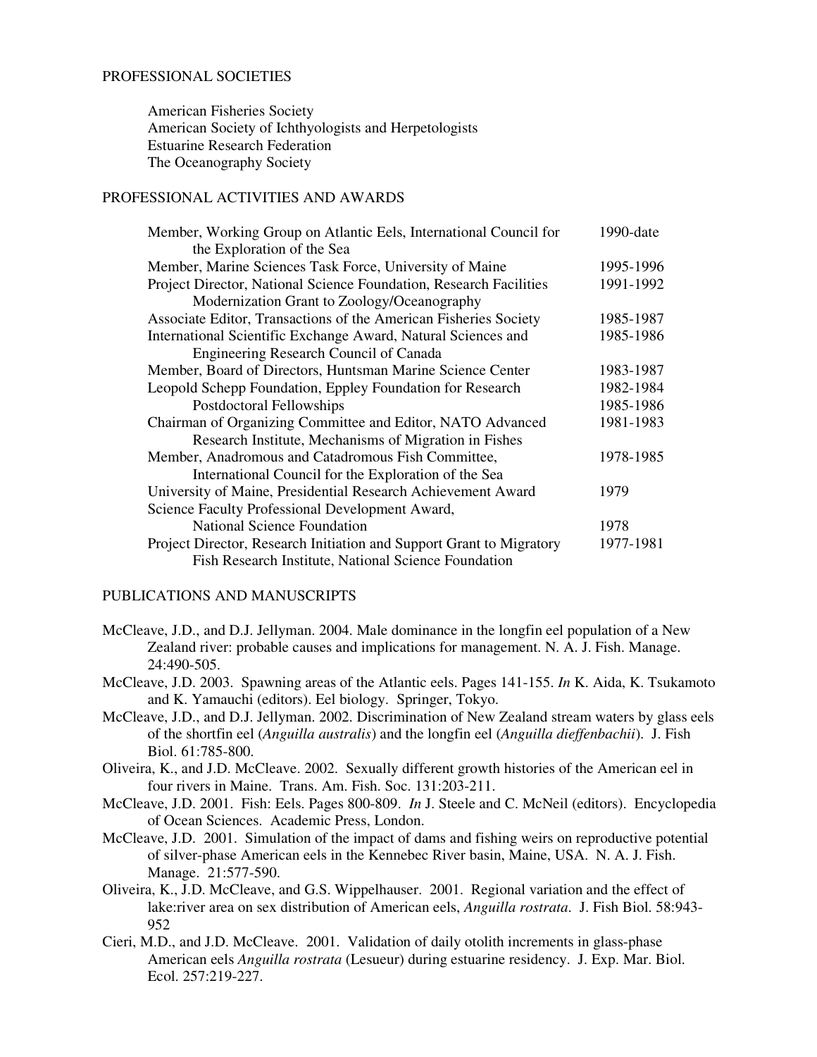## PROFESSIONAL SOCIETIES

American Fisheries Society
American Society of Ichthyologists and Herpetologists
Estuarine Research Federation
The Oceanography Society

## PROFESSIONAL ACTIVITIES AND AWARDS

| | |
|---|---|
| Member, Working Group on Atlantic Eels, International Council for the Exploration of the Sea | 1990-date |
| Member, Marine Sciences Task Force, University of Maine | 1995-1996 |
| Project Director, National Science Foundation, Research Facilities Modernization Grant to Zoology/Oceanography | 1991-1992 |
| Associate Editor, Transactions of the American Fisheries Society | 1985-1987 |
| International Scientific Exchange Award, Natural Sciences and Engineering Research Council of Canada | 1985-1986 |
| Member, Board of Directors, Huntsman Marine Science Center | 1983-1987 |
| Leopold Schepp Foundation, Eppley Foundation for Research Postdoctoral Fellowships | 1982-1984 1985-1986 |
| Chairman of Organizing Committee and Editor, NATO Advanced Research Institute, Mechanisms of Migration in Fishes | 1981-1983 |
| Member, Anadromous and Catadromous Fish Committee, International Council for the Exploration of the Sea | 1978-1985 |
| University of Maine, Presidential Research Achievement Award | 1979 |
| Science Faculty Professional Development Award, National Science Foundation | 1978 |
| Project Director, Research Initiation and Support Grant to Migratory Fish Research Institute, National Science Foundation | 1977-1981 |

## PUBLICATIONS AND MANUSCRIPTS

McCleave, J.D., and D.J. Jellyman. 2004. Male dominance in the longfin eel population of a New Zealand river: probable causes and implications for management. N. A. J. Fish. Manage. 24:490-505.

McCleave, J.D. 2003. Spawning areas of the Atlantic eels. Pages 141-155. *In* K. Aida, K. Tsukamoto and K. Yamauchi (editors). Eel biology. Springer, Tokyo.

McCleave, J.D., and D.J. Jellyman. 2002. Discrimination of New Zealand stream waters by glass eels of the shortfin eel (*Anguilla australis*) and the longfin eel (*Anguilla dieffenbachii*). J. Fish Biol. 61:785-800.

Oliveira, K., and J.D. McCleave. 2002. Sexually different growth histories of the American eel in four rivers in Maine. Trans. Am. Fish. Soc. 131:203-211.

McCleave, J.D. 2001. Fish: Eels. Pages 800-809. *In* J. Steele and C. McNeil (editors). Encyclopedia of Ocean Sciences. Academic Press, London.

McCleave, J.D. 2001. Simulation of the impact of dams and fishing weirs on reproductive potential of silver-phase American eels in the Kennebec River basin, Maine, USA. N. A. J. Fish. Manage. 21:577-590.

Oliveira, K., J.D. McCleave, and G.S. Wippelhauser. 2001. Regional variation and the effect of lake:river area on sex distribution of American eels, *Anguilla rostrata*. J. Fish Biol. 58:943-952

Cieri, M.D., and J.D. McCleave. 2001. Validation of daily otolith increments in glass-phase American eels *Anguilla rostrata* (Lesueur) during estuarine residency. J. Exp. Mar. Biol. Ecol. 257:219-227.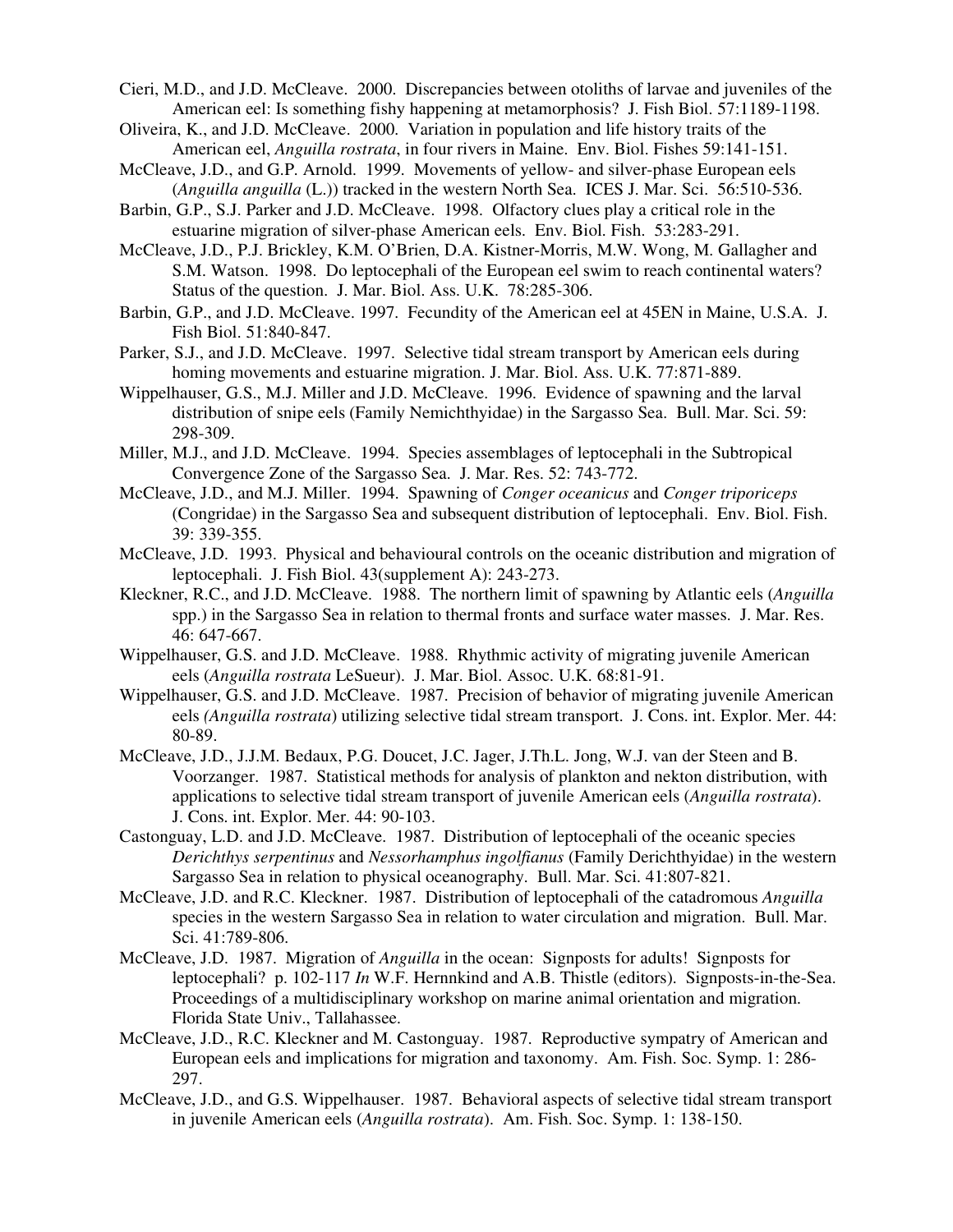Cieri, M.D., and J.D. McCleave. 2000. Discrepancies between otoliths of larvae and juveniles of the American eel: Is something fishy happening at metamorphosis? J. Fish Biol. 57:1189-1198.

Oliveira, K., and J.D. McCleave. 2000. Variation in population and life history traits of the American eel, *Anguilla rostrata*, in four rivers in Maine. Env. Biol. Fishes 59:141-151.

McCleave, J.D., and G.P. Arnold. 1999. Movements of yellow- and silver-phase European eels (*Anguilla anguilla* (L.)) tracked in the western North Sea. ICES J. Mar. Sci. 56:510-536.

Barbin, G.P., S.J. Parker and J.D. McCleave. 1998. Olfactory clues play a critical role in the estuarine migration of silver-phase American eels. Env. Biol. Fish. 53:283-291.

McCleave, J.D., P.J. Brickley, K.M. O'Brien, D.A. Kistner-Morris, M.W. Wong, M. Gallagher and S.M. Watson. 1998. Do leptocephali of the European eel swim to reach continental waters? Status of the question. J. Mar. Biol. Ass. U.K. 78:285-306.

Barbin, G.P., and J.D. McCleave. 1997. Fecundity of the American eel at 45EN in Maine, U.S.A. J. Fish Biol. 51:840-847.

Parker, S.J., and J.D. McCleave. 1997. Selective tidal stream transport by American eels during homing movements and estuarine migration. J. Mar. Biol. Ass. U.K. 77:871-889.

Wippelhauser, G.S., M.J. Miller and J.D. McCleave. 1996. Evidence of spawning and the larval distribution of snipe eels (Family Nemichthyidae) in the Sargasso Sea. Bull. Mar. Sci. 59: 298-309.

Miller, M.J., and J.D. McCleave. 1994. Species assemblages of leptocephali in the Subtropical Convergence Zone of the Sargasso Sea. J. Mar. Res. 52: 743-772.

McCleave, J.D., and M.J. Miller. 1994. Spawning of *Conger oceanicus* and *Conger triporiceps* (Congridae) in the Sargasso Sea and subsequent distribution of leptocephali. Env. Biol. Fish. 39: 339-355.

McCleave, J.D. 1993. Physical and behavioural controls on the oceanic distribution and migration of leptocephali. J. Fish Biol. 43(supplement A): 243-273.

Kleckner, R.C., and J.D. McCleave. 1988. The northern limit of spawning by Atlantic eels (*Anguilla* spp.) in the Sargasso Sea in relation to thermal fronts and surface water masses. J. Mar. Res. 46: 647-667.

Wippelhauser, G.S. and J.D. McCleave. 1988. Rhythmic activity of migrating juvenile American eels (*Anguilla rostrata* LeSueur). J. Mar. Biol. Assoc. U.K. 68:81-91.

Wippelhauser, G.S. and J.D. McCleave. 1987. Precision of behavior of migrating juvenile American eels (*Anguilla rostrata*) utilizing selective tidal stream transport. J. Cons. int. Explor. Mer. 44: 80-89.

McCleave, J.D., J.J.M. Bedaux, P.G. Doucet, J.C. Jager, J.Th.L. Jong, W.J. van der Steen and B. Voorzanger. 1987. Statistical methods for analysis of plankton and nekton distribution, with applications to selective tidal stream transport of juvenile American eels (*Anguilla rostrata*). J. Cons. int. Explor. Mer. 44: 90-103.

Castonguay, L.D. and J.D. McCleave. 1987. Distribution of leptocephali of the oceanic species *Derichthys serpentinus* and *Nessorhamphus ingolfianus* (Family Derichthyidae) in the western Sargasso Sea in relation to physical oceanography. Bull. Mar. Sci. 41:807-821.

McCleave, J.D. and R.C. Kleckner. 1987. Distribution of leptocephali of the catadromous *Anguilla* species in the western Sargasso Sea in relation to water circulation and migration. Bull. Mar. Sci. 41:789-806.

McCleave, J.D. 1987. Migration of *Anguilla* in the ocean: Signposts for adults! Signposts for leptocephali? p. 102-117 *In* W.F. Hernnkind and A.B. Thistle (editors). Signposts-in-the-Sea. Proceedings of a multidisciplinary workshop on marine animal orientation and migration. Florida State Univ., Tallahassee.

McCleave, J.D., R.C. Kleckner and M. Castonguay. 1987. Reproductive sympatry of American and European eels and implications for migration and taxonomy. Am. Fish. Soc. Symp. 1: 286-297.

McCleave, J.D., and G.S. Wippelhauser. 1987. Behavioral aspects of selective tidal stream transport in juvenile American eels (*Anguilla rostrata*). Am. Fish. Soc. Symp. 1: 138-150.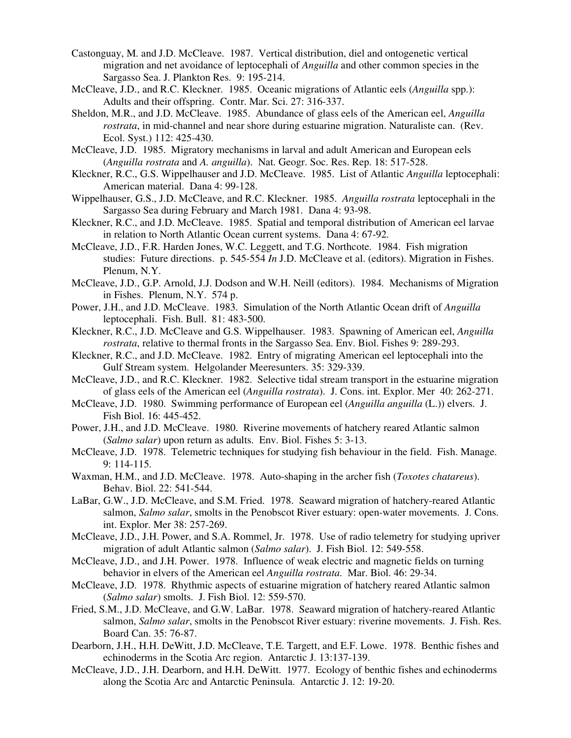Castonguay, M. and J.D. McCleave. 1987. Vertical distribution, diel and ontogenetic vertical migration and net avoidance of leptocephali of *Anguilla* and other common species in the Sargasso Sea. J. Plankton Res. 9: 195-214.

McCleave, J.D., and R.C. Kleckner. 1985. Oceanic migrations of Atlantic eels (*Anguilla* spp.): Adults and their offspring. Contr. Mar. Sci. 27: 316-337.

Sheldon, M.R., and J.D. McCleave. 1985. Abundance of glass eels of the American eel, *Anguilla rostrata*, in mid-channel and near shore during estuarine migration. Naturaliste can. (Rev. Ecol. Syst.) 112: 425-430.

McCleave, J.D. 1985. Migratory mechanisms in larval and adult American and European eels (*Anguilla rostrata* and *A. anguilla*). Nat. Geogr. Soc. Res. Rep. 18: 517-528.

Kleckner, R.C., G.S. Wippelhauser and J.D. McCleave. 1985. List of Atlantic *Anguilla* leptocephali: American material. Dana 4: 99-128.

Wippelhauser, G.S., J.D. McCleave, and R.C. Kleckner. 1985. *Anguilla rostrata* leptocephali in the Sargasso Sea during February and March 1981. Dana 4: 93-98.

Kleckner, R.C., and J.D. McCleave. 1985. Spatial and temporal distribution of American eel larvae in relation to North Atlantic Ocean current systems. Dana 4: 67-92.

McCleave, J.D., F.R. Harden Jones, W.C. Leggett, and T.G. Northcote. 1984. Fish migration studies: Future directions. p. 545-554 *In* J.D. McCleave et al. (editors). Migration in Fishes. Plenum, N.Y.

McCleave, J.D., G.P. Arnold, J.J. Dodson and W.H. Neill (editors). 1984. Mechanisms of Migration in Fishes. Plenum, N.Y. 574 p.

Power, J.H., and J.D. McCleave. 1983. Simulation of the North Atlantic Ocean drift of *Anguilla* leptocephali. Fish. Bull. 81: 483-500.

Kleckner, R.C., J.D. McCleave and G.S. Wippelhauser. 1983. Spawning of American eel, *Anguilla rostrata*, relative to thermal fronts in the Sargasso Sea. Env. Biol. Fishes 9: 289-293.

Kleckner, R.C., and J.D. McCleave. 1982. Entry of migrating American eel leptocephali into the Gulf Stream system. Helgolander Meeresunters. 35: 329-339.

McCleave, J.D., and R.C. Kleckner. 1982. Selective tidal stream transport in the estuarine migration of glass eels of the American eel (*Anguilla rostrata*). J. Cons. int. Explor. Mer 40: 262-271.

McCleave, J.D. 1980. Swimming performance of European eel (*Anguilla anguilla* (L.)) elvers. J. Fish Biol. 16: 445-452.

Power, J.H., and J.D. McCleave. 1980. Riverine movements of hatchery reared Atlantic salmon (*Salmo salar*) upon return as adults. Env. Biol. Fishes 5: 3-13.

McCleave, J.D. 1978. Telemetric techniques for studying fish behaviour in the field. Fish. Manage. 9: 114-115.

Waxman, H.M., and J.D. McCleave. 1978. Auto-shaping in the archer fish (*Toxotes chatareus*). Behav. Biol. 22: 541-544.

LaBar, G.W., J.D. McCleave, and S.M. Fried. 1978. Seaward migration of hatchery-reared Atlantic salmon, *Salmo salar*, smolts in the Penobscot River estuary: open-water movements. J. Cons. int. Explor. Mer 38: 257-269.

McCleave, J.D., J.H. Power, and S.A. Rommel, Jr. 1978. Use of radio telemetry for studying upriver migration of adult Atlantic salmon (*Salmo salar*). J. Fish Biol. 12: 549-558.

McCleave, J.D., and J.H. Power. 1978. Influence of weak electric and magnetic fields on turning behavior in elvers of the American eel *Anguilla rostrata*. Mar. Biol. 46: 29-34.

McCleave, J.D. 1978. Rhythmic aspects of estuarine migration of hatchery reared Atlantic salmon (*Salmo salar*) smolts. J. Fish Biol. 12: 559-570.

Fried, S.M., J.D. McCleave, and G.W. LaBar. 1978. Seaward migration of hatchery-reared Atlantic salmon, *Salmo salar*, smolts in the Penobscot River estuary: riverine movements. J. Fish. Res. Board Can. 35: 76-87.

Dearborn, J.H., H.H. DeWitt, J.D. McCleave, T.E. Targett, and E.F. Lowe. 1978. Benthic fishes and echinoderms in the Scotia Arc region. Antarctic J. 13:137-139.

McCleave, J.D., J.H. Dearborn, and H.H. DeWitt. 1977. Ecology of benthic fishes and echinoderms along the Scotia Arc and Antarctic Peninsula. Antarctic J. 12: 19-20.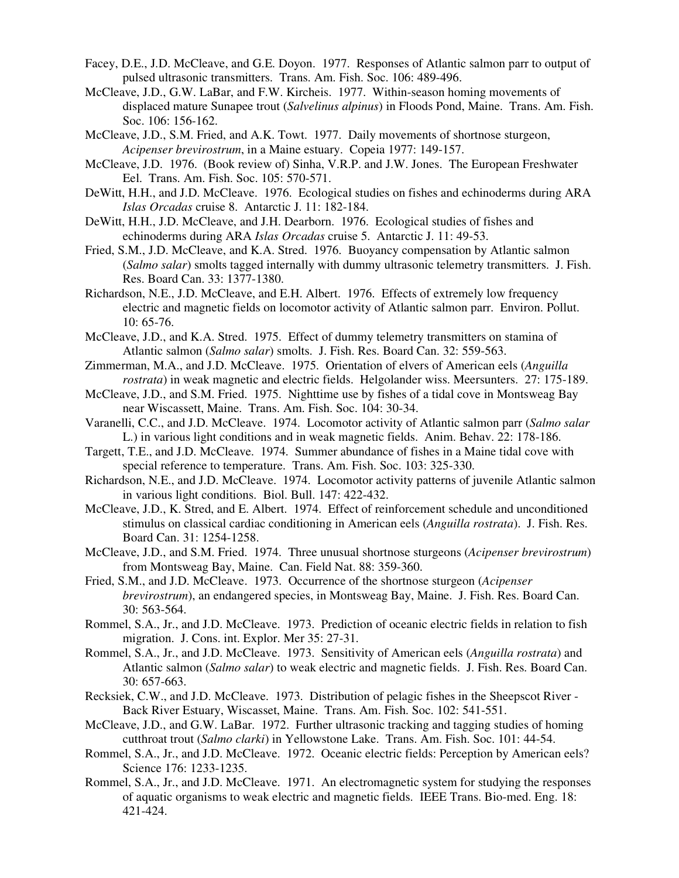Facey, D.E., J.D. McCleave, and G.E. Doyon. 1977. Responses of Atlantic salmon parr to output of pulsed ultrasonic transmitters. Trans. Am. Fish. Soc. 106: 489-496.

McCleave, J.D., G.W. LaBar, and F.W. Kircheis. 1977. Within-season homing movements of displaced mature Sunapee trout (*Salvelinus alpinus*) in Floods Pond, Maine. Trans. Am. Fish. Soc. 106: 156-162.

McCleave, J.D., S.M. Fried, and A.K. Towt. 1977. Daily movements of shortnose sturgeon, *Acipenser brevirostrum*, in a Maine estuary. Copeia 1977: 149-157.

McCleave, J.D. 1976. (Book review of) Sinha, V.R.P. and J.W. Jones. The European Freshwater Eel. Trans. Am. Fish. Soc. 105: 570-571.

DeWitt, H.H., and J.D. McCleave. 1976. Ecological studies on fishes and echinoderms during ARA *Islas Orcadas* cruise 8. Antarctic J. 11: 182-184.

DeWitt, H.H., J.D. McCleave, and J.H. Dearborn. 1976. Ecological studies of fishes and echinoderms during ARA *Islas Orcadas* cruise 5. Antarctic J. 11: 49-53.

Fried, S.M., J.D. McCleave, and K.A. Stred. 1976. Buoyancy compensation by Atlantic salmon (*Salmo salar*) smolts tagged internally with dummy ultrasonic telemetry transmitters. J. Fish. Res. Board Can. 33: 1377-1380.

Richardson, N.E., J.D. McCleave, and E.H. Albert. 1976. Effects of extremely low frequency electric and magnetic fields on locomotor activity of Atlantic salmon parr. Environ. Pollut. 10: 65-76.

McCleave, J.D., and K.A. Stred. 1975. Effect of dummy telemetry transmitters on stamina of Atlantic salmon (*Salmo salar*) smolts. J. Fish. Res. Board Can. 32: 559-563.

Zimmerman, M.A., and J.D. McCleave. 1975. Orientation of elvers of American eels (*Anguilla rostrata*) in weak magnetic and electric fields. Helgolander wiss. Meersunters. 27: 175-189.

McCleave, J.D., and S.M. Fried. 1975. Nighttime use by fishes of a tidal cove in Montsweag Bay near Wiscassett, Maine. Trans. Am. Fish. Soc. 104: 30-34.

Varanelli, C.C., and J.D. McCleave. 1974. Locomotor activity of Atlantic salmon parr (*Salmo salar* L.) in various light conditions and in weak magnetic fields. Anim. Behav. 22: 178-186.

Targett, T.E., and J.D. McCleave. 1974. Summer abundance of fishes in a Maine tidal cove with special reference to temperature. Trans. Am. Fish. Soc. 103: 325-330.

Richardson, N.E., and J.D. McCleave. 1974. Locomotor activity patterns of juvenile Atlantic salmon in various light conditions. Biol. Bull. 147: 422-432.

McCleave, J.D., K. Stred, and E. Albert. 1974. Effect of reinforcement schedule and unconditioned stimulus on classical cardiac conditioning in American eels (*Anguilla rostrata*). J. Fish. Res. Board Can. 31: 1254-1258.

McCleave, J.D., and S.M. Fried. 1974. Three unusual shortnose sturgeons (*Acipenser brevirostrum*) from Montsweag Bay, Maine. Can. Field Nat. 88: 359-360.

Fried, S.M., and J.D. McCleave. 1973. Occurrence of the shortnose sturgeon (*Acipenser brevirostrum*), an endangered species, in Montsweag Bay, Maine. J. Fish. Res. Board Can. 30: 563-564.

Rommel, S.A., Jr., and J.D. McCleave. 1973. Prediction of oceanic electric fields in relation to fish migration. J. Cons. int. Explor. Mer 35: 27-31.

Rommel, S.A., Jr., and J.D. McCleave. 1973. Sensitivity of American eels (*Anguilla rostrata*) and Atlantic salmon (*Salmo salar*) to weak electric and magnetic fields. J. Fish. Res. Board Can. 30: 657-663.

Recksiek, C.W., and J.D. McCleave. 1973. Distribution of pelagic fishes in the Sheepscot River - Back River Estuary, Wiscasset, Maine. Trans. Am. Fish. Soc. 102: 541-551.

McCleave, J.D., and G.W. LaBar. 1972. Further ultrasonic tracking and tagging studies of homing cutthroat trout (*Salmo clarki*) in Yellowstone Lake. Trans. Am. Fish. Soc. 101: 44-54.

Rommel, S.A., Jr., and J.D. McCleave. 1972. Oceanic electric fields: Perception by American eels? Science 176: 1233-1235.

Rommel, S.A., Jr., and J.D. McCleave. 1971. An electromagnetic system for studying the responses of aquatic organisms to weak electric and magnetic fields. IEEE Trans. Bio-med. Eng. 18: 421-424.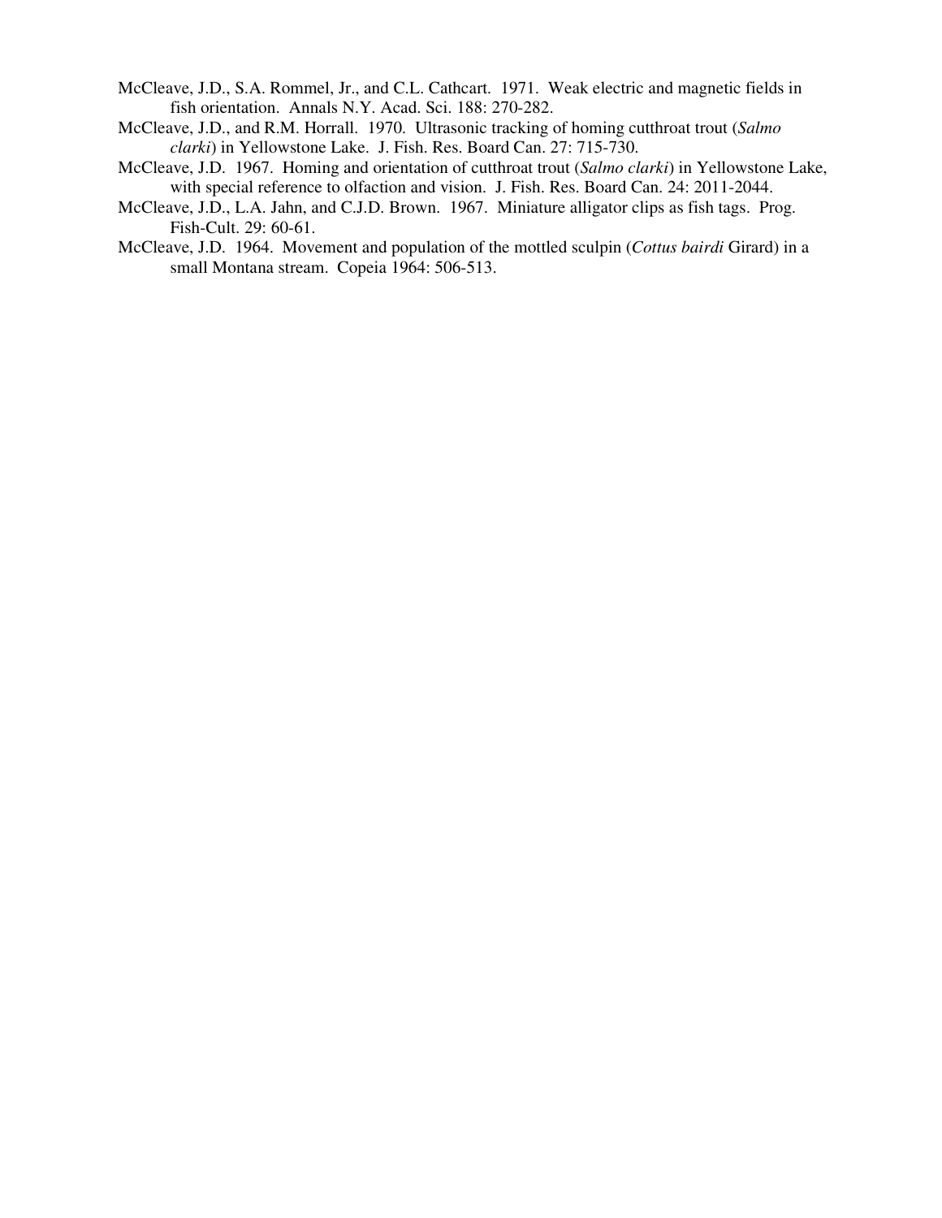McCleave, J.D., S.A. Rommel, Jr., and C.L. Cathcart. 1971. Weak electric and magnetic fields in fish orientation. Annals N.Y. Acad. Sci. 188: 270-282.

McCleave, J.D., and R.M. Horrall. 1970. Ultrasonic tracking of homing cutthroat trout (*Salmo clarki*) in Yellowstone Lake. J. Fish. Res. Board Can. 27: 715-730.

McCleave, J.D. 1967. Homing and orientation of cutthroat trout (*Salmo clarki*) in Yellowstone Lake, with special reference to olfaction and vision. J. Fish. Res. Board Can. 24: 2011-2044.

McCleave, J.D., L.A. Jahn, and C.J.D. Brown. 1967. Miniature alligator clips as fish tags. Prog. Fish-Cult. 29: 60-61.

McCleave, J.D. 1964. Movement and population of the mottled sculpin (*Cottus bairdi* Girard) in a small Montana stream. Copeia 1964: 506-513.